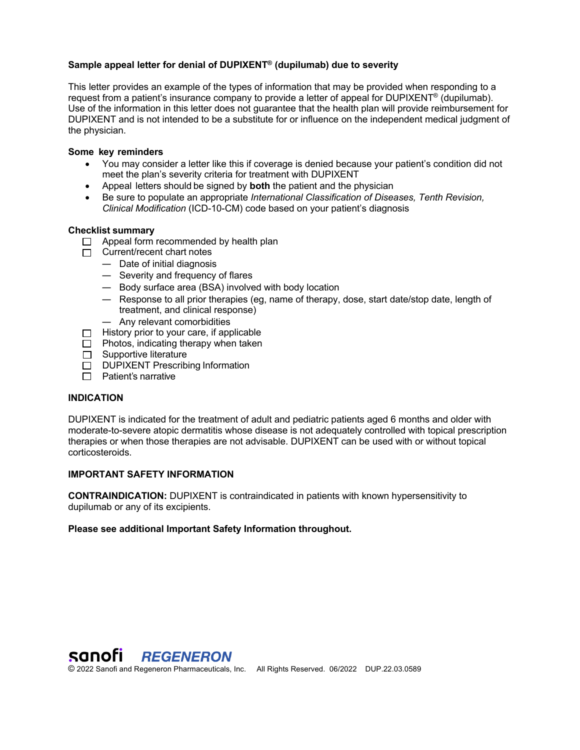**Sample appeal letter for denial of DUPIXENT® (dupilumab) due to severity**

This letter provides an example of the types of information that may be provided when responding to a request from a patient's insurance company to provide a letter of appeal for DUPIXENT® (dupilumab). Use of the information in this letter does not guarantee that the health plan will provide reimbursement for DUPIXENT and is not intended to be a substitute for or influence on the independent medical judgment of the physician.

**Some key reminders**

- You may consider a letter like this if coverage is denied because your patient's condition did not meet the plan's severity criteria for treatment with DUPIXENT
- Appeal letters should be signed by **both** the patient and the physician
- Be sure to populate an appropriate *International Classification of Diseases, Tenth Revision, Clinical Modification* (ICD-10-CM) code based on your patient's diagnosis

**Checklist summary**

- ☐ Appeal form recommended by health plan
- ☐ Current/recent chart notes
  - — Date of initial diagnosis
  - — Severity and frequency of flares
  - — Body surface area (BSA) involved with body location
  - — Response to all prior therapies (eg, name of therapy, dose, start date/stop date, length of treatment, and clinical response)
  - — Any relevant comorbidities
- ☐ History prior to your care, if applicable
- ☐ Photos, indicating therapy when taken
- ☐ Supportive literature
- ☐ DUPIXENT Prescribing Information
- ☐ Patient's narrative

**INDICATION**

DUPIXENT is indicated for the treatment of adult and pediatric patients aged 6 months and older with moderate-to-severe atopic dermatitis whose disease is not adequately controlled with topical prescription therapies or when those therapies are not advisable. DUPIXENT can be used with or without topical corticosteroids.

**IMPORTANT SAFETY INFORMATION**

**CONTRAINDICATION:** DUPIXENT is contraindicated in patients with known hypersensitivity to dupilumab or any of its excipients.

**Please see additional Important Safety Information throughout.**

sanofi REGENERON

© 2022 Sanofi and Regeneron Pharmaceuticals, Inc. All Rights Reserved. 06/2022 DUP.22.03.0589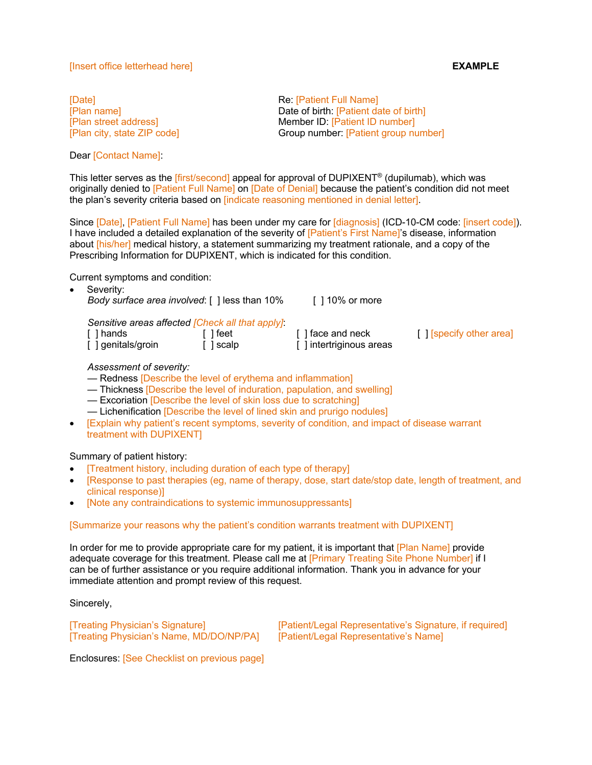[Insert office letterhead here] **EXAMPLE**

[Date]
[Plan name]
[Plan street address]
[Plan city, state ZIP code]

Re: [Patient Full Name]
Date of birth: [Patient date of birth]
Member ID: [Patient ID number]
Group number: [Patient group number]

Dear [Contact Name]:

This letter serves as the [first/second] appeal for approval of DUPIXENT® (dupilumab), which was originally denied to [Patient Full Name] on [Date of Denial] because the patient's condition did not meet the plan's severity criteria based on [indicate reasoning mentioned in denial letter].

Since [Date], [Patient Full Name] has been under my care for [diagnosis] (ICD-10-CM code: [insert code]). I have included a detailed explanation of the severity of [Patient's First Name]'s disease, information about [his/her] medical history, a statement summarizing my treatment rationale, and a copy of the Prescribing Information for DUPIXENT, which is indicated for this condition.

Current symptoms and condition:

- Severity:
  *Body surface area involved*: [ ] less than 10% [ ] 10% or more

  *Sensitive areas affected [Check all that apply]*:
  [ ] hands [ ] feet [ ] face and neck [ ] [specify other area]
  [ ] genitals/groin [ ] scalp [ ] intertriginous areas

  *Assessment of severity:*
  — Redness [Describe the level of erythema and inflammation]
  — Thickness [Describe the level of induration, papulation, and swelling]
  — Excoriation [Describe the level of skin loss due to scratching]
  — Lichenification [Describe the level of lined skin and prurigo nodules]
- [Explain why patient's recent symptoms, severity of condition, and impact of disease warrant treatment with DUPIXENT]

Summary of patient history:

- [Treatment history, including duration of each type of therapy]
- [Response to past therapies (eg, name of therapy, dose, start date/stop date, length of treatment, and clinical response)]
- [Note any contraindications to systemic immunosuppressants]

[Summarize your reasons why the patient's condition warrants treatment with DUPIXENT]

In order for me to provide appropriate care for my patient, it is important that [Plan Name] provide adequate coverage for this treatment. Please call me at [Primary Treating Site Phone Number] if I can be of further assistance or you require additional information. Thank you in advance for your immediate attention and prompt review of this request.

Sincerely,

[Treating Physician's Signature]
[Treating Physician's Name, MD/DO/NP/PA]

[Patient/Legal Representative's Signature, if required]
[Patient/Legal Representative's Name]

Enclosures: [See Checklist on previous page]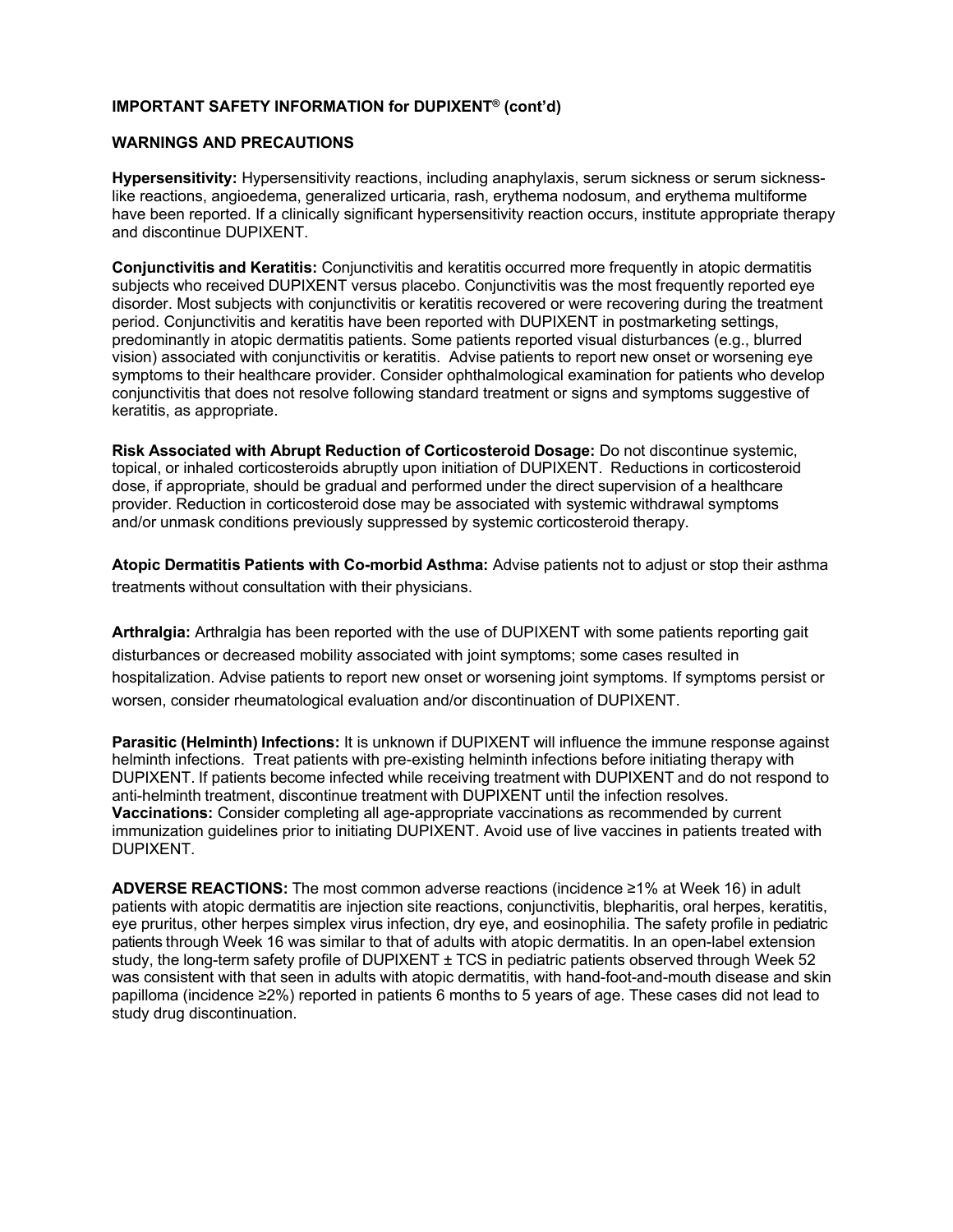**IMPORTANT SAFETY INFORMATION for DUPIXENT® (cont'd)**

**WARNINGS AND PRECAUTIONS**

**Hypersensitivity:** Hypersensitivity reactions, including anaphylaxis, serum sickness or serum sickness-like reactions, angioedema, generalized urticaria, rash, erythema nodosum, and erythema multiforme have been reported. If a clinically significant hypersensitivity reaction occurs, institute appropriate therapy and discontinue DUPIXENT.

**Conjunctivitis and Keratitis:** Conjunctivitis and keratitis occurred more frequently in atopic dermatitis subjects who received DUPIXENT versus placebo. Conjunctivitis was the most frequently reported eye disorder. Most subjects with conjunctivitis or keratitis recovered or were recovering during the treatment period. Conjunctivitis and keratitis have been reported with DUPIXENT in postmarketing settings, predominantly in atopic dermatitis patients. Some patients reported visual disturbances (e.g., blurred vision) associated with conjunctivitis or keratitis. Advise patients to report new onset or worsening eye symptoms to their healthcare provider. Consider ophthalmological examination for patients who develop conjunctivitis that does not resolve following standard treatment or signs and symptoms suggestive of keratitis, as appropriate.

**Risk Associated with Abrupt Reduction of Corticosteroid Dosage:** Do not discontinue systemic, topical, or inhaled corticosteroids abruptly upon initiation of DUPIXENT. Reductions in corticosteroid dose, if appropriate, should be gradual and performed under the direct supervision of a healthcare provider. Reduction in corticosteroid dose may be associated with systemic withdrawal symptoms and/or unmask conditions previously suppressed by systemic corticosteroid therapy.

**Atopic Dermatitis Patients with Co-morbid Asthma:** Advise patients not to adjust or stop their asthma treatments without consultation with their physicians.

**Arthralgia:** Arthralgia has been reported with the use of DUPIXENT with some patients reporting gait disturbances or decreased mobility associated with joint symptoms; some cases resulted in hospitalization. Advise patients to report new onset or worsening joint symptoms. If symptoms persist or worsen, consider rheumatological evaluation and/or discontinuation of DUPIXENT.

**Parasitic (Helminth) Infections:** It is unknown if DUPIXENT will influence the immune response against helminth infections. Treat patients with pre-existing helminth infections before initiating therapy with DUPIXENT. If patients become infected while receiving treatment with DUPIXENT and do not respond to anti-helminth treatment, discontinue treatment with DUPIXENT until the infection resolves.

**Vaccinations:** Consider completing all age-appropriate vaccinations as recommended by current immunization guidelines prior to initiating DUPIXENT. Avoid use of live vaccines in patients treated with DUPIXENT.

**ADVERSE REACTIONS:** The most common adverse reactions (incidence ≥1% at Week 16) in adult patients with atopic dermatitis are injection site reactions, conjunctivitis, blepharitis, oral herpes, keratitis, eye pruritus, other herpes simplex virus infection, dry eye, and eosinophilia. The safety profile in pediatric patients through Week 16 was similar to that of adults with atopic dermatitis. In an open-label extension study, the long-term safety profile of DUPIXENT ± TCS in pediatric patients observed through Week 52 was consistent with that seen in adults with atopic dermatitis, with hand-foot-and-mouth disease and skin papilloma (incidence ≥2%) reported in patients 6 months to 5 years of age. These cases did not lead to study drug discontinuation.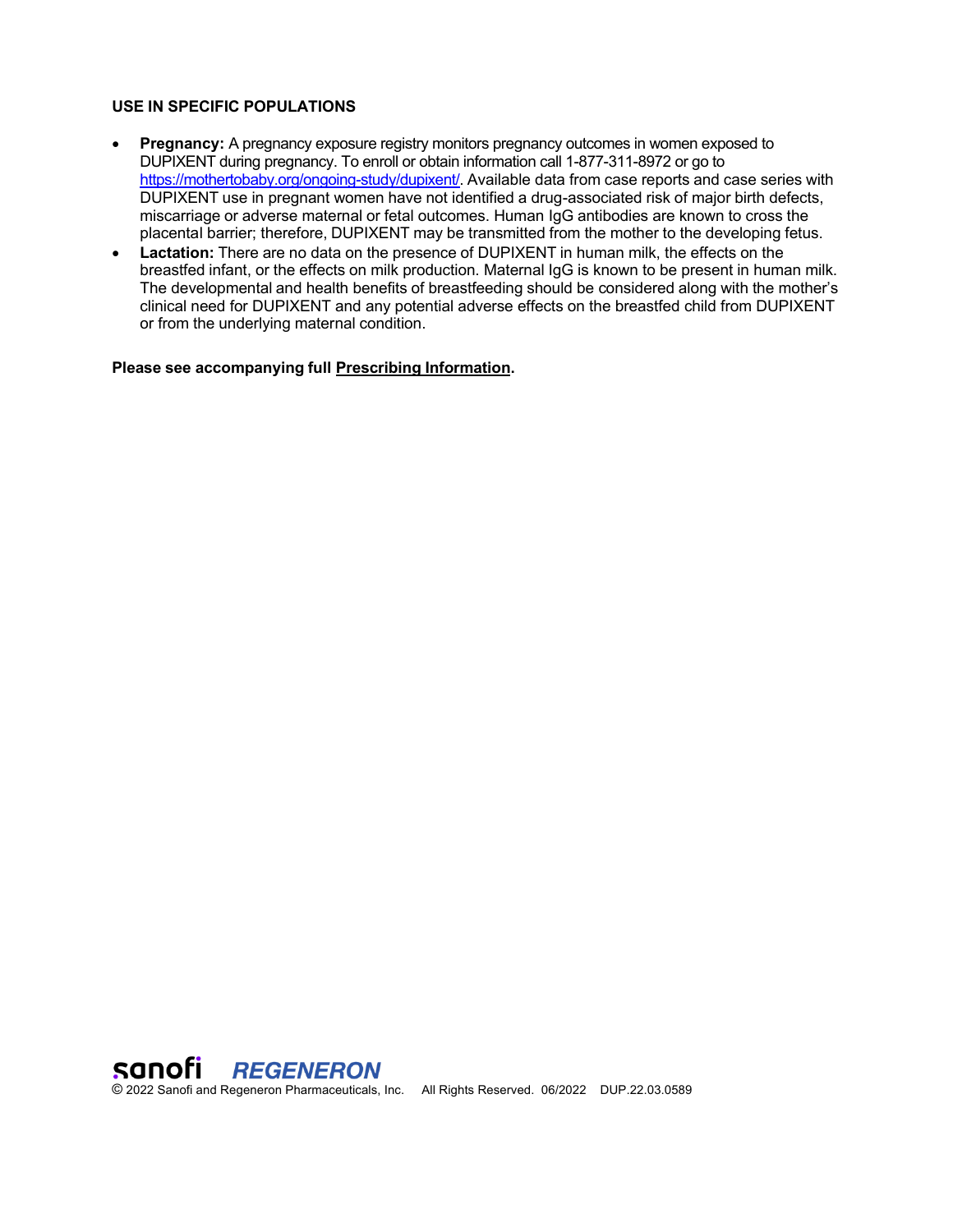**USE IN SPECIFIC POPULATIONS**

- **Pregnancy:** A pregnancy exposure registry monitors pregnancy outcomes in women exposed to DUPIXENT during pregnancy. To enroll or obtain information call 1-877-311-8972 or go to https://mothertobaby.org/ongoing-study/dupixent/. Available data from case reports and case series with DUPIXENT use in pregnant women have not identified a drug-associated risk of major birth defects, miscarriage or adverse maternal or fetal outcomes. Human IgG antibodies are known to cross the placental barrier; therefore, DUPIXENT may be transmitted from the mother to the developing fetus.
- **Lactation:** There are no data on the presence of DUPIXENT in human milk, the effects on the breastfed infant, or the effects on milk production. Maternal IgG is known to be present in human milk. The developmental and health benefits of breastfeeding should be considered along with the mother's clinical need for DUPIXENT and any potential adverse effects on the breastfed child from DUPIXENT or from the underlying maternal condition.

**Please see accompanying full Prescribing Information.**

sanofi REGENERON

© 2022 Sanofi and Regeneron Pharmaceuticals, Inc. All Rights Reserved. 06/2022 DUP.22.03.0589